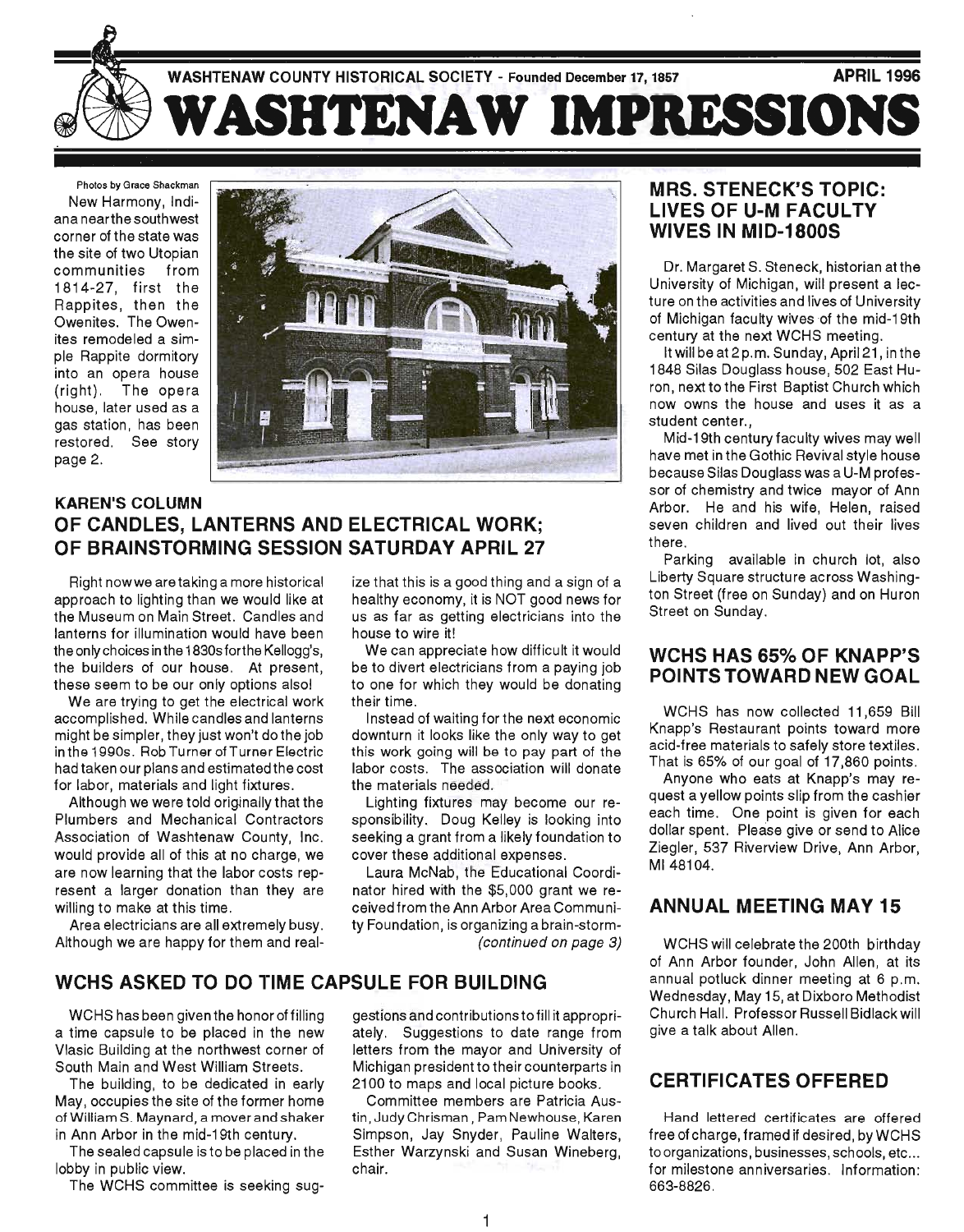WASHTENAW COUNTY HISTORICAL SOCIETY - Founded December 17, 1857 — APRIL 1996

# WASHTENAW IMPRESSIONS

Photos by Grace Shackman

New Harmony, Indiana near the southwest corner of the state was the site of two Utopian communities from 1814-27, first the Rappites, then the Owenites. The Owenites remodeled a simple Rappite dormitory into an opera house (right). The opera house, later used as a gas station, has been restored. See story page 2.

## KAREN'S COLUMN
## OF CANDLES, LANTERNS AND ELECTRICAL WORK; OF BRAINSTORMING SESSION SATURDAY APRIL 27

Right now we are taking a more historical approach to lighting than we would like at the Museum on Main Street. Candles and lanterns for illumination would have been the only choices in the 1830s for the Kellogg's, the builders of our house. At present, these seem to be our only options also!

We are trying to get the electrical work accomplished. While candles and lanterns might be simpler, they just won't do the job in the 1990s. Rob Turner of Turner Electric had taken our plans and estimated the cost for labor, materials and light fixtures.

Although we were told originally that the Plumbers and Mechanical Contractors Association of Washtenaw County, Inc. would provide all of this at no charge, we are now learning that the labor costs represent a larger donation than they are willing to make at this time.

Area electricians are all extremely busy. Although we are happy for them and realize that this is a good thing and a sign of a healthy economy, it is NOT good news for us as far as getting electricians into the house to wire it!

We can appreciate how difficult it would be to divert electricians from a paying job to one for which they would be donating their time.

Instead of waiting for the next economic downturn it looks like the only way to get this work going will be to pay part of the labor costs. The association will donate the materials needed.

Lighting fixtures may become our responsibility. Doug Kelley is looking into seeking a grant from a likely foundation to cover these additional expenses.

Laura McNab, the Educational Coordinator hired with the $5,000 grant we received from the Ann Arbor Area Community Foundation, is organizing a brain-storm-

*(continued on page 3)*

## WCHS ASKED TO DO TIME CAPSULE FOR BUILDING

WCHS has been given the honor of filling a time capsule to be placed in the new Vlasic Building at the northwest corner of South Main and West William Streets.

The building, to be dedicated in early May, occupies the site of the former home of William S. Maynard, a mover and shaker in Ann Arbor in the mid-19th century.

The sealed capsule is to be placed in the lobby in public view.

The WCHS committee is seeking suggestions and contributions to fill it appropriately. Suggestions to date range from letters from the mayor and University of Michigan president to their counterparts in 2100 to maps and local picture books.

Committee members are Patricia Austin, Judy Chrisman, Pam Newhouse, Karen Simpson, Jay Snyder, Pauline Walters, Esther Warzynski and Susan Wineberg, chair.

## MRS. STENECK'S TOPIC: LIVES OF U-M FACULTY WIVES IN MID-1800S

Dr. Margaret S. Steneck, historian at the University of Michigan, will present a lecture on the activities and lives of University of Michigan faculty wives of the mid-19th century at the next WCHS meeting.

It will be at 2 p.m. Sunday, April 21, in the 1848 Silas Douglass house, 502 East Huron, next to the First Baptist Church which now owns the house and uses it as a student center.,

Mid-19th century faculty wives may well have met in the Gothic Revival style house because Silas Douglass was a U-M professor of chemistry and twice mayor of Ann Arbor. He and his wife, Helen, raised seven children and lived out their lives there.

Parking available in church lot, also Liberty Square structure across Washington Street (free on Sunday) and on Huron Street on Sunday.

## WCHS HAS 65% OF KNAPP'S POINTS TOWARD NEW GOAL

WCHS has now collected 11,659 Bill Knapp's Restaurant points toward more acid-free materials to safely store textiles. That is 65% of our goal of 17,860 points.

Anyone who eats at Knapp's may request a yellow points slip from the cashier each time. One point is given for each dollar spent. Please give or send to Alice Ziegler, 537 Riverview Drive, Ann Arbor, MI 48104.

## ANNUAL MEETING MAY 15

WCHS will celebrate the 200th birthday of Ann Arbor founder, John Allen, at its annual potluck dinner meeting at 6 p.m. Wednesday, May 15, at Dixboro Methodist Church Hall. Professor Russell Bidlack will give a talk about Allen.

## CERTIFICATES OFFERED

Hand lettered certificates are offered free of charge, framed if desired, by WCHS to organizations, businesses, schools, etc... for milestone anniversaries. Information: 663-8826.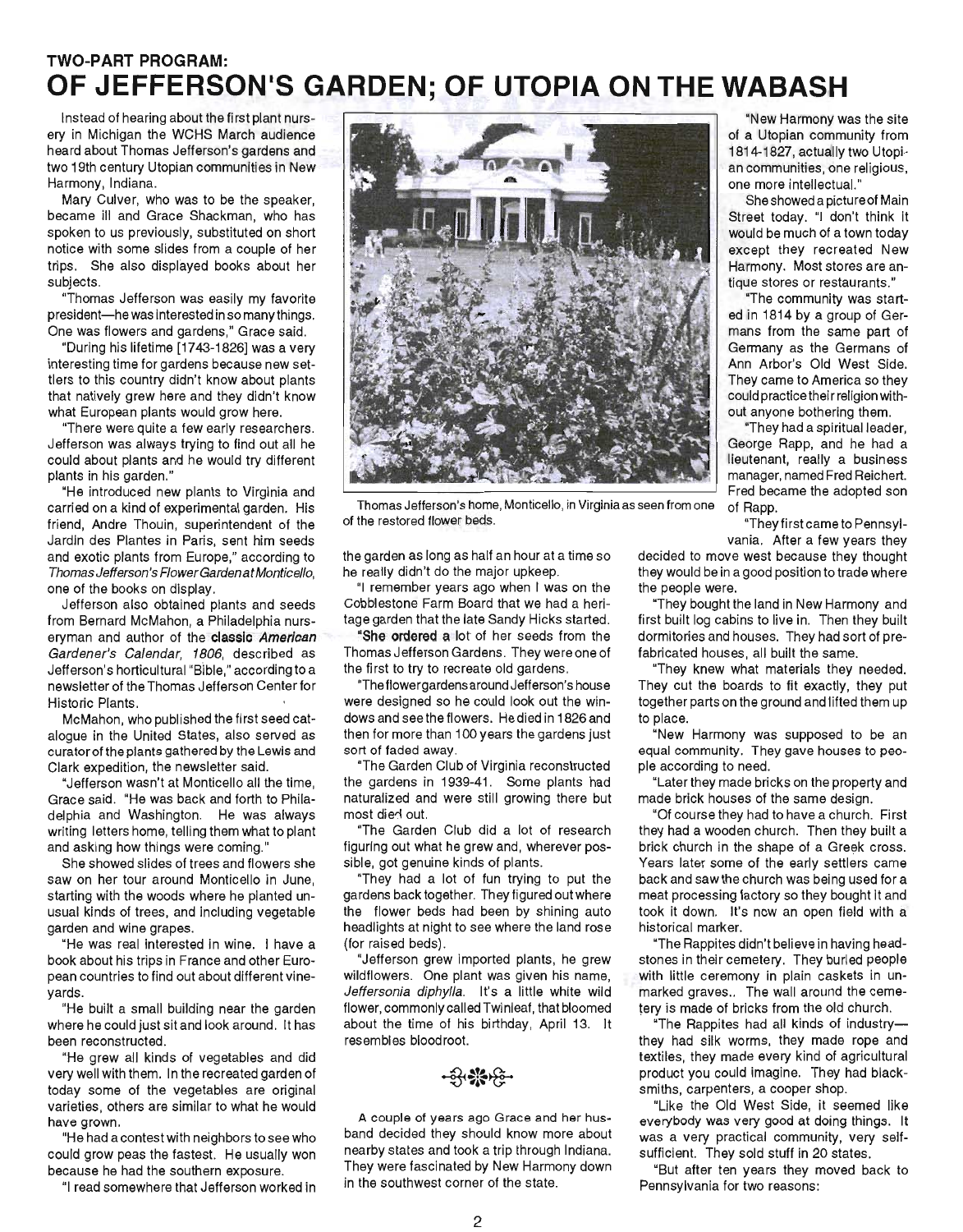## TWO-PART PROGRAM:

# OF JEFFERSON'S GARDEN; OF UTOPIA ON THE WABASH

Instead of hearing about the first plant nursery in Michigan the WCHS March audience heard about Thomas Jefferson's gardens and two 19th century Utopian communities in New Harmony, Indiana.

Mary Culver, who was to be the speaker, became ill and Grace Shackman, who has spoken to us previously, substituted on short notice with some slides from a couple of her trips. She also displayed books about her subjects.

"Thomas Jefferson was easily my favorite president—he was interested in so many things. One was flowers and gardens," Grace said.

"During his lifetime [1743-1826] was a very interesting time for gardens because new settlers to this country didn't know about plants that natively grew here and they didn't know what European plants would grow here.

"There were quite a few early researchers. Jefferson was always trying to find out all he could about plants and he would try different plants in his garden."

"He introduced new plants to Virginia and carried on a kind of experimental garden. His friend, Andre Thouin, superintendent of the Jardin des Plantes in Paris, sent him seeds and exotic plants from Europe," according to *Thomas Jefferson's Flower Garden at Monticello*, one of the books on display.

Jefferson also obtained plants and seeds from Bernard McMahon, a Philadelphia nurseryman and author of the **classic *American*** *Gardener's Calendar, 1806*, described as Jefferson's horticultural "Bible," according to a newsletter of the Thomas Jefferson Center for Historic Plants.

McMahon, who published the first seed catalogue in the United States, also served as curator of the plants gathered by the Lewis and Clark expedition, the newsletter said.

"Jefferson wasn't at Monticello all the time, Grace said. "He was back and forth to Philadelphia and Washington. He was always writing letters home, telling them what to plant and asking how things were coming."

She showed slides of trees and flowers she saw on her tour around Monticello in June, starting with the woods where he planted unusual kinds of trees, and including vegetable garden and wine grapes.

"He was real interested in wine. I have a book about his trips in France and other European countries to find out about different vineyards.

"He built a small building near the garden where he could just sit and look around. It has been reconstructed.

"He grew all kinds of vegetables and did very well with them. In the recreated garden of today some of the vegetables are original varieties, others are similar to what he would have grown.

"He had a contest with neighbors to see who could grow peas the fastest. He usually won because he had the southern exposure.

"I read somewhere that Jefferson worked in the garden as long as half an hour at a time so he really didn't do the major upkeep.

"I remember years ago when I was on the Cobblestone Farm Board that we had a heritage garden that the late Sandy Hicks started.

"**She ordered a** lot of her seeds from the Thomas Jefferson Gardens. They were one of the first to try to recreate old gardens.

"The flower gardens around Jefferson's house were designed so he could look out the windows and see the flowers. He died in 1826 and then for more than 100 years the gardens just sort of faded away.

"The Garden Club of Virginia reconstructed the gardens in 1939-41. Some plants had naturalized and were still growing there but most died out.

"The Garden Club did a lot of research figuring out what he grew and, wherever possible, got genuine kinds of plants.

"They had a lot of fun trying to put the gardens back together. They figured out where the flower beds had been by shining auto headlights at night to see where the land rose (for raised beds).

"Jefferson grew imported plants, he grew wildflowers. One plant was given his name, *Jeffersonia diphylla*. It's a little white wild flower, commonly called Twinleaf, that bloomed about the time of his birthday, April 13. It resembles bloodroot.

Thomas Jefferson's home, Monticello, in Virginia as seen from one of the restored flower beds.

A couple of years ago Grace and her husband decided they should know more about nearby states and took a trip through Indiana. They were fascinated by New Harmony down in the southwest corner of the state.

"New Harmony was the site of a Utopian community from 1814-1827, actually two Utopian communities, one religious, one more intellectual."

She showed a picture of Main Street today. "I don't think it would be much of a town today except they recreated New Harmony. Most stores are antique stores or restaurants."

"The community was started in 1814 by a group of Germans from the same part of Germany as the Germans of Ann Arbor's Old West Side. They came to America so they could practice their religion without anyone bothering them.

"They had a spiritual leader, George Rapp, and he had a lieutenant, really a business manager, named Fred Reichert. Fred became the adopted son of Rapp.

"They first came to Pennsylvania. After a few years they decided to move west because they thought they would be in a good position to trade where the people were.

"They bought the land in New Harmony and first built log cabins to live in. Then they built dormitories and houses. They had sort of prefabricated houses, all built the same.

"They knew what materials they needed. They cut the boards to fit exactly, they put together parts on the ground and lifted them up to place.

"New Harmony was supposed to be an equal community. They gave houses to people according to need.

"Later they made bricks on the property and made brick houses of the same design.

"Of course they had to have a church. First they had a wooden church. Then they built a brick church in the shape of a Greek cross. Years later some of the early settlers came back and saw the church was being used for a meat processing factory so they bought it and took it down. It's now an open field with a historical marker.

"The Rappites didn't believe in having headstones in their cemetery. They buried people with little ceremony in plain caskets in unmarked graves.. The wall around the cemetery is made of bricks from the old church.

"The Rappites had all kinds of industry—they had silk worms, they made rope and textiles, they made every kind of agricultural product you could imagine. They had blacksmiths, carpenters, a cooper shop.

"Like the Old West Side, it seemed like everybody was very good at doing things. It was a very practical community, very self-sufficient. They sold stuff in 20 states.

"But after ten years they moved back to Pennsylvania for two reasons: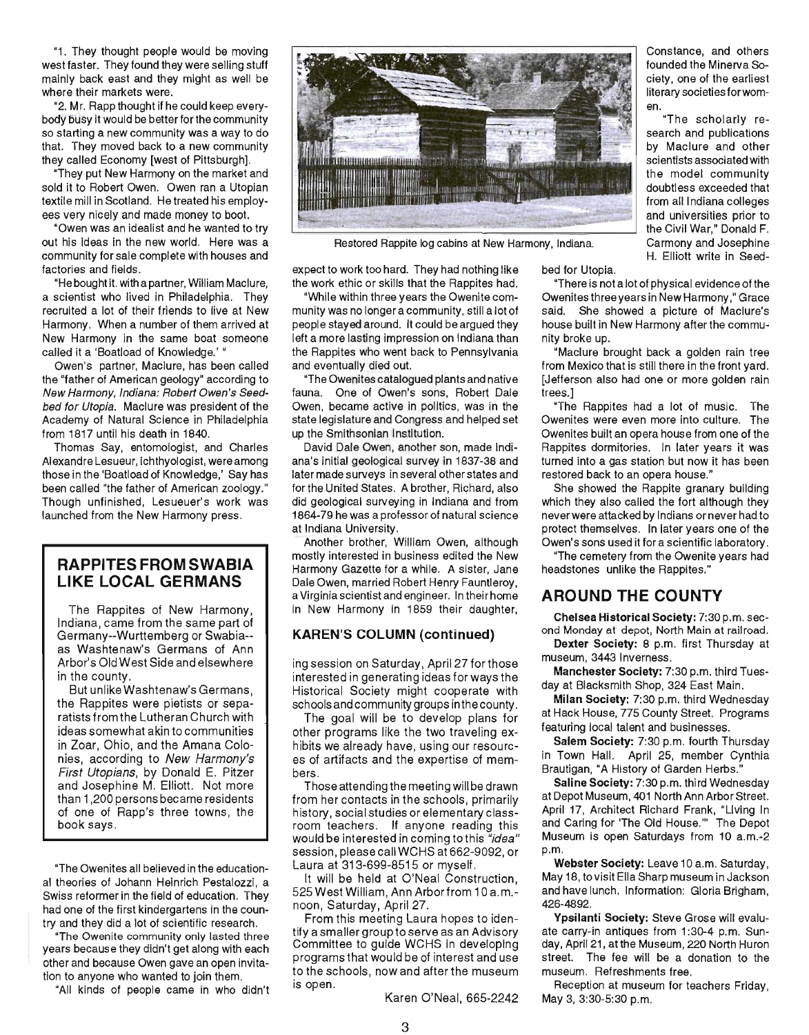"1. They thought people would be moving west faster. They found they were selling stuff mainly back east and they might as well be where their markets were.

"2. Mr. Rapp thought if he could keep everybody busy it would be better for the community so starting a new community was a way to do that. They moved back to a new community they called Economy [west of Pittsburgh].

"They put New Harmony on the market and sold it to Robert Owen. Owen ran a Utopian textile mill in Scotland. He treated his employees very nicely and made money to boot.

"Owen was an idealist and he wanted to try out his ideas in the new world. Here was a community for sale complete with houses and factories and fields.

"He bought it, with a partner, William Maclure, a scientist who lived in Philadelphia. They recruited a lot of their friends to live at New Harmony. When a number of them arrived at New Harmony in the same boat someone called it a 'Boatload of Knowledge.' "

Owen's partner, Maclure, has been called the "father of American geology" according to *New Harmony, Indiana: Robert Owen's Seedbed for Utopia*. Maclure was president of the Academy of Natural Science in Philadelphia from 1817 until his death in 1840.

Thomas Say, entomologist, and Charles Alexandre Lesueur, ichthyologist, were among those in the 'Boatload of Knowledge,' Say has been called "the father of American zoology." Though unfinished, Lesueuer's work was launched from the New Harmony press.

## RAPPITES FROM SWABIA LIKE LOCAL GERMANS

The Rappites of New Harmony, Indiana, came from the same part of Germany--Wurttemberg or Swabia--as Washtenaw's Germans of Ann Arbor's Old West Side and elsewhere in the county.

But unlike Washtenaw's Germans, the Rappites were pietists or separatists from the Lutheran Church with ideas somewhat akin to communities in Zoar, Ohio, and the Amana Colonies, according to *New Harmony's First Utopians*, by Donald E. Pitzer and Josephine M. Elliott. Not more than 1,200 persons became residents of one of Rapp's three towns, the book says.

"The Owenites all believed in the educational theories of Johann Heinrich Pestalozzi, a Swiss reformer in the field of education. They had one of the first kindergartens in the country and they did a lot of scientific research.

"The Owenite community only lasted three years because they didn't get along with each other and because Owen gave an open invitation to anyone who wanted to join them.

"All kinds of people came in who didn't expect to work too hard. They had nothing like the work ethic or skills that the Rappites had.

"While within three years the Owenite community was no longer a community, still a lot of people stayed around. It could be argued they left a more lasting impression on Indiana than the Rappites who went back to Pennsylvania and eventually died out.

"The Owenites catalogued plants and native fauna. One of Owen's sons, Robert Dale Owen, became active in politics, was in the state legislature and Congress and helped set up the Smithsonian Institution.

David Dale Owen, another son, made Indiana's initial geological survey in 1837-38 and later made surveys in several other states and for the United States. A brother, Richard, also did geological surveying in Indiana and from 1864-79 he was a professor of natural science at Indiana University.

Another brother, William Owen, although mostly interested in business edited the New Harmony Gazette for a while. A sister, Jane Dale Owen, married Robert Henry Fauntleroy, a Virginia scientist and engineer. In their home in New Harmony in 1859 their daughter, Constance, and others founded the Minerva Society, one of the earliest literary societies for women.

Restored Rappite log cabins at New Harmony, Indiana.

"The scholarly research and publications by Maclure and other scientists associated with the model community doubtless exceeded that from all Indiana colleges and universities prior to the Civil War," Donald F. Carmony and Josephine H. Elliott write in Seedbed for Utopia.

"There is not a lot of physical evidence of the Owenites three years in New Harmony," Grace said. She showed a picture of Maclure's house built in New Harmony after the community broke up.

"Maclure brought back a golden rain tree from Mexico that is still there in the front yard. [Jefferson also had one or more golden rain trees.]

"The Rappites had a lot of music. The Owenites were even more into culture. The Owenites built an opera house from one of the Rappites dormitories. In later years it was turned into a gas station but now it has been restored back to an opera house."

She showed the Rappite granary building which they also called the fort although they never were attacked by Indians or never had to protect themselves. In later years one of the Owen's sons used it for a scientific laboratory.

"The cemetery from the Owenite years had headstones unlike the Rappites."

### KAREN'S COLUMN (continued)

ing session on Saturday, April 27 for those interested in generating ideas for ways the Historical Society might cooperate with schools and community groups in the county.

The goal will be to develop plans for other programs like the two traveling exhibits we already have, using our resources of artifacts and the expertise of members.

Those attending the meeting will be drawn from her contacts in the schools, primarily history, social studies or elementary classroom teachers. If anyone reading this would be interested in coming to this *"idea"* session, please call WCHS at 662-9092, or Laura at 313-699-8515 or myself.

It will be held at O'Neal Construction, 525 West William, Ann Arbor from 10 a.m.-noon, Saturday, April 27.

From this meeting Laura hopes to identify a smaller group to serve as an Advisory Committee to guide WCHS in developing programs that would be of interest and use to the schools, now and after the museum is open.

Karen O'Neal, 665-2242

## AROUND THE COUNTY

**Chelsea Historical Society:** 7:30 p.m. second Monday at depot, North Main at railroad.

**Dexter Society:** 8 p.m. first Thursday at museum, 3443 Inverness.

**Manchester Society:** 7:30 p.m. third Tuesday at Blacksmith Shop, 324 East Main.

**Milan Society:** 7:30 p.m. third Wednesday at Hack House, 775 County Street. Programs featuring local talent and businesses.

**Salem Society:** 7:30 p.m. fourth Thursday in Town Hall. April 25, member Cynthia Brautigan, "A History of Garden Herbs."

**Saline Society:** 7:30 p.m. third Wednesday at Depot Museum, 401 North Ann Arbor Street. April 17, Architect Richard Frank, "Living In and Caring for 'The Old House.'" The Depot Museum is open Saturdays from 10 a.m.-2 p.m.

**Webster Society:** Leave 10 a.m. Saturday, May 18, to visit Ella Sharp museum in Jackson and have lunch. Information: Gloria Brigham, 426-4892.

**Ypsilanti Society:** Steve Grose will evaluate carry-in antiques from 1:30-4 p.m. Sunday, April 21, at the Museum, 220 North Huron street. The fee will be a donation to the museum. Refreshments free.

Reception at museum for teachers Friday, May 3, 3:30-5:30 p.m.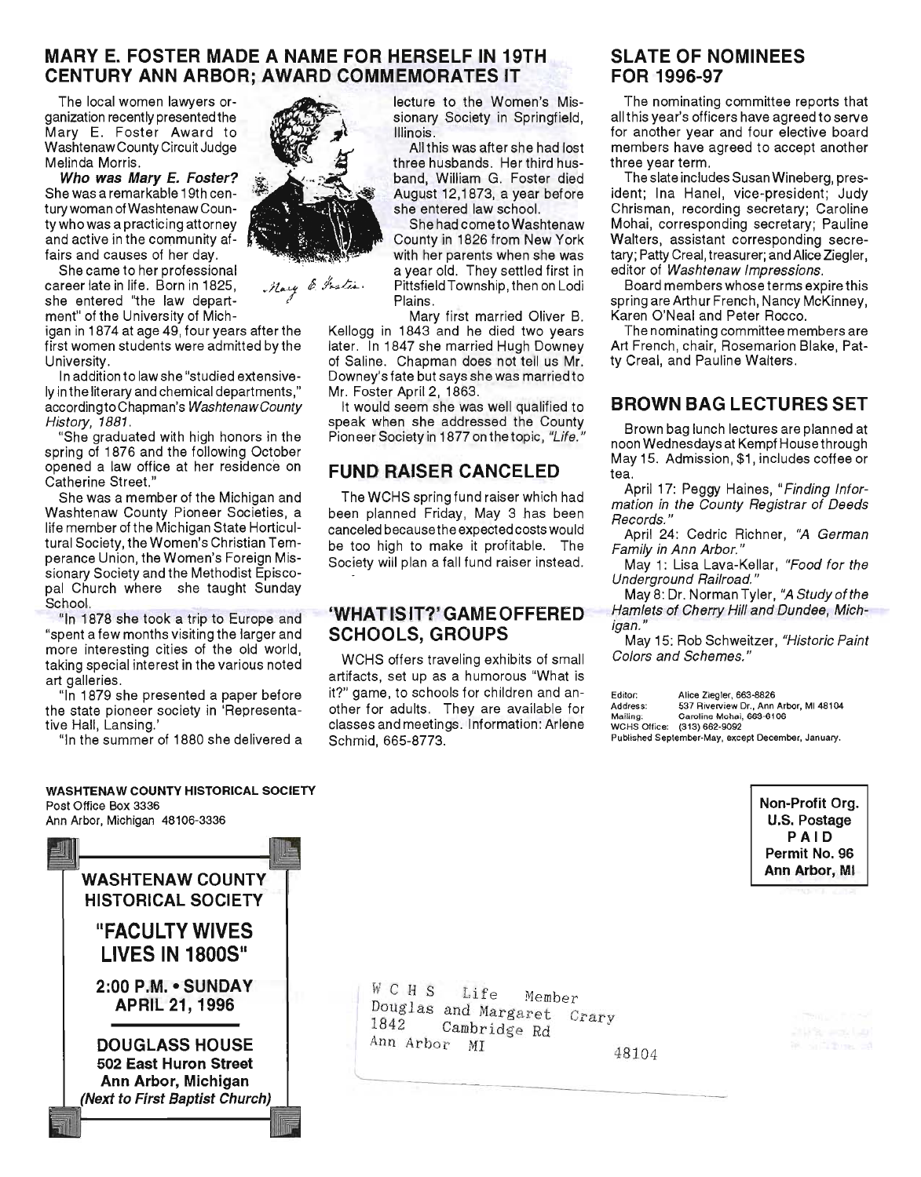## MARY E. FOSTER MADE A NAME FOR HERSELF IN 19TH CENTURY ANN ARBOR; AWARD COMMEMORATES IT

The local women lawyers organization recently presented the Mary E. Foster Award to Washtenaw County Circuit Judge Melinda Morris.

***Who was Mary E. Foster?*** She was a remarkable 19th century woman of Washtenaw County who was a practicing attorney and active in the community affairs and causes of her day.

She came to her professional career late in life. Born in 1825, she entered "the law department" of the University of Michigan in 1874 at age 49, four years after the first women students were admitted by the University.

In addition to law she "studied extensively in the literary and chemical departments," according to Chapman's *Washtenaw County History, 1881*.

"She graduated with high honors in the spring of 1876 and the following October opened a law office at her residence on Catherine Street."

She was a member of the Michigan and Washtenaw County Pioneer Societies, a life member of the Michigan State Horticultural Society, the Women's Christian Temperance Union, the Women's Foreign Missionary Society and the Methodist Episcopal Church where she taught Sunday School.

"In 1878 she took a trip to Europe and "spent a few months visiting the larger and more interesting cities of the old world, taking special interest in the various noted art galleries.

"In 1879 she presented a paper before the state pioneer society in 'Representative Hall, Lansing.'

"In the summer of 1880 she delivered a lecture to the Women's Missionary Society in Springfield, Illinois.

All this was after she had lost three husbands. Her third husband, William G. Foster died August 12,1873, a year before she entered law school.

She had come to Washtenaw County in 1826 from New York with her parents when she was a year old. They settled first in Pittsfield Township, then on Lodi Plains.

Mary first married Oliver B. Kellogg in 1843 and he died two years later. In 1847 she married Hugh Downey of Saline. Chapman does not tell us Mr. Downey's fate but says she was married to Mr. Foster April 2, 1863.

It would seem she was well qualified to speak when she addressed the County Pioneer Society in 1877 on the topic, *"Life."*

## FUND RAISER CANCELED

The WCHS spring fund raiser which had been planned Friday, May 3 has been canceled because the expected costs would be too high to make it profitable. The Society will plan a fall fund raiser instead.

## 'WHAT IS IT?' GAME OFFERED SCHOOLS, GROUPS

WCHS offers traveling exhibits of small artifacts, set up as a humorous "What is it?" game, to schools for children and another for adults. They are available for classes and meetings. Information: Arlene Schmid, 665-8773.

## SLATE OF NOMINEES FOR 1996-97

The nominating committee reports that all this year's officers have agreed to serve for another year and four elective board members have agreed to accept another three year term.

The slate includes Susan Wineberg, president; Ina Hanel, vice-president; Judy Chrisman, recording secretary; Caroline Mohai, corresponding secretary; Pauline Walters, assistant corresponding secretary; Patty Creal, treasurer; and Alice Ziegler, editor of *Washtenaw Impressions*.

Board members whose terms expire this spring are Arthur French, Nancy McKinney, Karen O'Neal and Peter Rocco.

The nominating committee members are Art French, chair, Rosemarion Blake, Patty Creal, and Pauline Walters.

## BROWN BAG LECTURES SET

Brown bag lunch lectures are planned at noon Wednesdays at Kempf House through May 15. Admission, $1, includes coffee or tea.

April 17: Peggy Haines, *"Finding Information in the County Registrar of Deeds Records."*

April 24: Cedric Richner, *"A German Family in Ann Arbor."*

May 1: Lisa Lava-Kellar, *"Food for the Underground Railroad."*

May 8: Dr. Norman Tyler, *"A Study of the Hamlets of Cherry Hill and Dundee, Michigan."*

May 15: Rob Schweitzer, *"Historic Paint Colors and Schemes."*

Editor: Alice Ziegler, 663-8826
Address: 537 Riverview Dr., Ann Arbor, MI 48104
Mailing: Caroline Mohai, 663-6106
WCHS Office: (313) 662-9092
Published September-May, except December, January.

**WASHTENAW COUNTY HISTORICAL SOCIETY**
Post Office Box 3336
Ann Arbor, Michigan 48106-3336

**Non-Profit Org.**
**U.S. Postage**
**PAID**
**Permit No. 96**
**Ann Arbor, MI**

**WASHTENAW COUNTY HISTORICAL SOCIETY**

**"FACULTY WIVES LIVES IN 1800S"**

**2:00 P.M. • SUNDAY APRIL 21, 1996**

**DOUGLASS HOUSE**
**502 East Huron Street**
**Ann Arbor, Michigan**
***(Next to First Baptist Church)***

W C H S Life Member
Douglas and Margaret Crary
1842 Cambridge Rd
Ann Arbor MI 48104